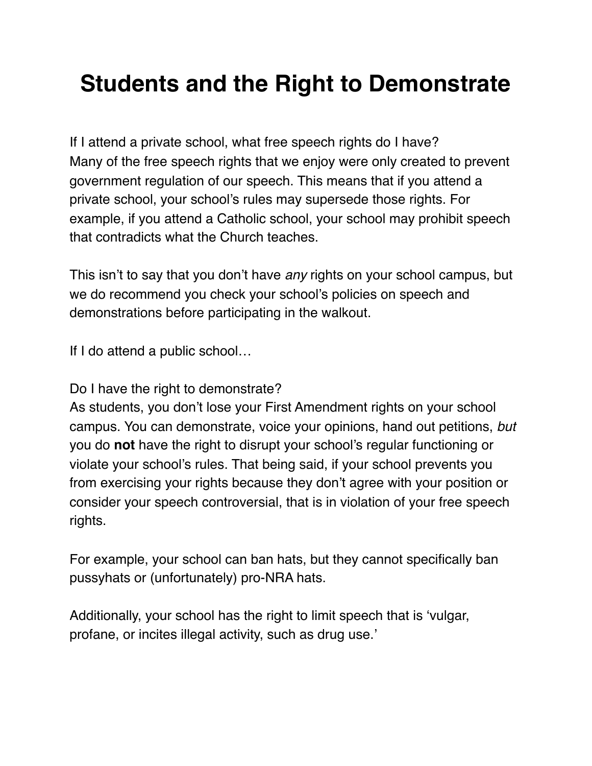# Students and the Right to Demonstrate

If I attend a private school, what free speech rights do I have?
Many of the free speech rights that we enjoy were only created to prevent government regulation of our speech. This means that if you attend a private school, your school's rules may supersede those rights. For example, if you attend a Catholic school, your school may prohibit speech that contradicts what the Church teaches.

This isn't to say that you don't have *any* rights on your school campus, but we do recommend you check your school's policies on speech and demonstrations before participating in the walkout.

If I do attend a public school…

Do I have the right to demonstrate?
As students, you don't lose your First Amendment rights on your school campus. You can demonstrate, voice your opinions, hand out petitions, *but* you do **not** have the right to disrupt your school's regular functioning or violate your school's rules. That being said, if your school prevents you from exercising your rights because they don't agree with your position or consider your speech controversial, that is in violation of your free speech rights.

For example, your school can ban hats, but they cannot specifically ban pussyhats or (unfortunately) pro-NRA hats.

Additionally, your school has the right to limit speech that is 'vulgar, profane, or incites illegal activity, such as drug use.'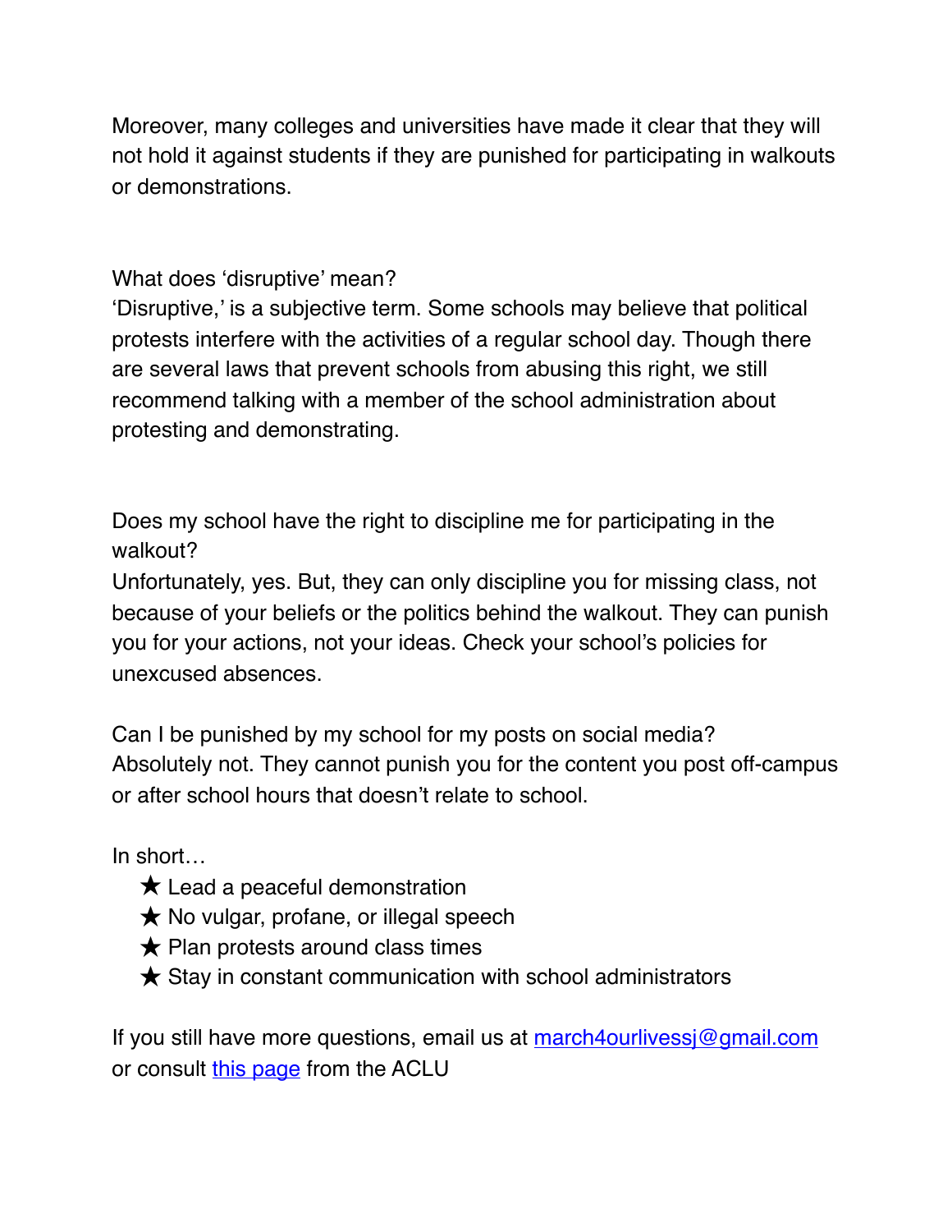Moreover, many colleges and universities have made it clear that they will not hold it against students if they are punished for participating in walkouts or demonstrations.

What does 'disruptive' mean?
'Disruptive,' is a subjective term. Some schools may believe that political protests interfere with the activities of a regular school day. Though there are several laws that prevent schools from abusing this right, we still recommend talking with a member of the school administration about protesting and demonstrating.

Does my school have the right to discipline me for participating in the walkout?
Unfortunately, yes. But, they can only discipline you for missing class, not because of your beliefs or the politics behind the walkout. They can punish you for your actions, not your ideas. Check your school's policies for unexcused absences.

Can I be punished by my school for my posts on social media?
Absolutely not. They cannot punish you for the content you post off-campus or after school hours that doesn't relate to school.

In short…

- ★ Lead a peaceful demonstration
- ★ No vulgar, profane, or illegal speech
- ★ Plan protests around class times
- ★ Stay in constant communication with school administrators

If you still have more questions, email us at march4ourlivessj@gmail.com or consult this page from the ACLU